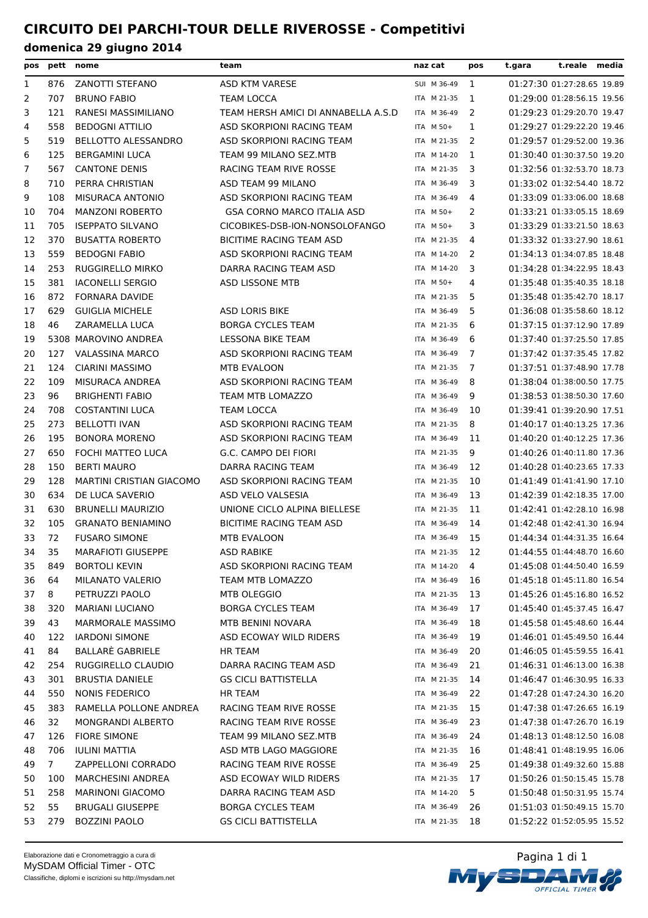# CIRCUITO DEI PARCHI-TOUR DELLE RIVEROSSE - Competitivi

## domenica 29 giugno 2014

| pos | pett | nome | team | naz | cat | pos | t.gara | t.reale | media |
|---|---|---|---|---|---|---|---|---|---|
| 1 | 876 | ZANOTTI STEFANO | ASD KTM VARESE | SUI | M 36-49 | 1 | 01:27:30 | 01:27:28.65 | 19.89 |
| 2 | 707 | BRUNO FABIO | TEAM LOCCA | ITA | M 21-35 | 1 | 01:29:00 | 01:28:56.15 | 19.56 |
| 3 | 121 | RANESI MASSIMILIANO | TEAM HERSH AMICI DI ANNABELLA A.S.D | ITA | M 36-49 | 2 | 01:29:23 | 01:29:20.70 | 19.47 |
| 4 | 558 | BEDOGNI ATTILIO | ASD SKORPIONI RACING TEAM | ITA | M 50+ | 1 | 01:29:27 | 01:29:22.20 | 19.46 |
| 5 | 519 | BELLOTTO ALESSANDRO | ASD SKORPIONI RACING TEAM | ITA | M 21-35 | 2 | 01:29:57 | 01:29:52.00 | 19.36 |
| 6 | 125 | BERGAMINI LUCA | TEAM 99 MILANO SEZ.MTB | ITA | M 14-20 | 1 | 01:30:40 | 01:30:37.50 | 19.20 |
| 7 | 567 | CANTONE DENIS | RACING TEAM RIVE ROSSE | ITA | M 21-35 | 3 | 01:32:56 | 01:32:53.70 | 18.73 |
| 8 | 710 | PERRA CHRISTIAN | ASD TEAM 99 MILANO | ITA | M 36-49 | 3 | 01:33:02 | 01:32:54.40 | 18.72 |
| 9 | 108 | MISURACA ANTONIO | ASD SKORPIONI RACING TEAM | ITA | M 36-49 | 4 | 01:33:09 | 01:33:06.00 | 18.68 |
| 10 | 704 | MANZONI ROBERTO | GSA CORNO MARCO ITALIA ASD | ITA | M 50+ | 2 | 01:33:21 | 01:33:05.15 | 18.69 |
| 11 | 705 | ISEPPATO SILVANO | CICOBIKES-DSB-ION-NONSOLOFANGO | ITA | M 50+ | 3 | 01:33:29 | 01:33:21.50 | 18.63 |
| 12 | 370 | BUSATTA ROBERTO | BICITIME RACING TEAM ASD | ITA | M 21-35 | 4 | 01:33:32 | 01:33:27.90 | 18.61 |
| 13 | 559 | BEDOGNI FABIO | ASD SKORPIONI RACING TEAM | ITA | M 14-20 | 2 | 01:34:13 | 01:34:07.85 | 18.48 |
| 14 | 253 | RUGGIRELLO MIRKO | DARRA RACING TEAM ASD | ITA | M 14-20 | 3 | 01:34:28 | 01:34:22.95 | 18.43 |
| 15 | 381 | IACONELLI SERGIO | ASD LISSONE MTB | ITA | M 50+ | 4 | 01:35:48 | 01:35:40.35 | 18.18 |
| 16 | 872 | FORNARA DAVIDE | | ITA | M 21-35 | 5 | 01:35:48 | 01:35:42.70 | 18.17 |
| 17 | 629 | GUIGLIA MICHELE | ASD LORIS BIKE | ITA | M 36-49 | 5 | 01:36:08 | 01:35:58.60 | 18.12 |
| 18 | 46 | ZARAMELLA LUCA | BORGA CYCLES TEAM | ITA | M 21-35 | 6 | 01:37:15 | 01:37:12.90 | 17.89 |
| 19 | 5308 | MAROVINO ANDREA | LESSONA BIKE TEAM | ITA | M 36-49 | 6 | 01:37:40 | 01:37:25.50 | 17.85 |
| 20 | 127 | VALASSINA MARCO | ASD SKORPIONI RACING TEAM | ITA | M 36-49 | 7 | 01:37:42 | 01:37:35.45 | 17.82 |
| 21 | 124 | CIARINI MASSIMO | MTB EVALOON | ITA | M 21-35 | 7 | 01:37:51 | 01:37:48.90 | 17.78 |
| 22 | 109 | MISURACA ANDREA | ASD SKORPIONI RACING TEAM | ITA | M 36-49 | 8 | 01:38:04 | 01:38:00.50 | 17.75 |
| 23 | 96 | BRIGHENTI FABIO | TEAM MTB LOMAZZO | ITA | M 36-49 | 9 | 01:38:53 | 01:38:50.30 | 17.60 |
| 24 | 708 | COSTANTINI LUCA | TEAM LOCCA | ITA | M 36-49 | 10 | 01:39:41 | 01:39:20.90 | 17.51 |
| 25 | 273 | BELLOTTI IVAN | ASD SKORPIONI RACING TEAM | ITA | M 21-35 | 8 | 01:40:17 | 01:40:13.25 | 17.36 |
| 26 | 195 | BONORA MORENO | ASD SKORPIONI RACING TEAM | ITA | M 36-49 | 11 | 01:40:20 | 01:40:12.25 | 17.36 |
| 27 | 650 | FOCHI MATTEO LUCA | G.C. CAMPO DEI FIORI | ITA | M 21-35 | 9 | 01:40:26 | 01:40:11.80 | 17.36 |
| 28 | 150 | BERTI MAURO | DARRA RACING TEAM | ITA | M 36-49 | 12 | 01:40:28 | 01:40:23.65 | 17.33 |
| 29 | 128 | MARTINI CRISTIAN GIACOMO | ASD SKORPIONI RACING TEAM | ITA | M 21-35 | 10 | 01:41:49 | 01:41:41.90 | 17.10 |
| 30 | 634 | DE LUCA SAVERIO | ASD VELO VALSESIA | ITA | M 36-49 | 13 | 01:42:39 | 01:42:18.35 | 17.00 |
| 31 | 630 | BRUNELLI MAURIZIO | UNIONE CICLO ALPINA BIELLESE | ITA | M 21-35 | 11 | 01:42:41 | 01:42:28.10 | 16.98 |
| 32 | 105 | GRANATO BENIAMINO | BICITIME RACING TEAM ASD | ITA | M 36-49 | 14 | 01:42:48 | 01:42:41.30 | 16.94 |
| 33 | 72 | FUSARO SIMONE | MTB EVALOON | ITA | M 36-49 | 15 | 01:44:34 | 01:44:31.35 | 16.64 |
| 34 | 35 | MARAFIOTI GIUSEPPE | ASD RABIKE | ITA | M 21-35 | 12 | 01:44:55 | 01:44:48.70 | 16.60 |
| 35 | 849 | BORTOLI KEVIN | ASD SKORPIONI RACING TEAM | ITA | M 14-20 | 4 | 01:45:08 | 01:44:50.40 | 16.59 |
| 36 | 64 | MILANATO VALERIO | TEAM MTB LOMAZZO | ITA | M 36-49 | 16 | 01:45:18 | 01:45:11.80 | 16.54 |
| 37 | 8 | PETRUZZI PAOLO | MTB OLEGGIO | ITA | M 21-35 | 13 | 01:45:26 | 01:45:16.80 | 16.52 |
| 38 | 320 | MARIANI LUCIANO | BORGA CYCLES TEAM | ITA | M 36-49 | 17 | 01:45:40 | 01:45:37.45 | 16.47 |
| 39 | 43 | MARMORALE MASSIMO | MTB BENINI NOVARA | ITA | M 36-49 | 18 | 01:45:58 | 01:45:48.60 | 16.44 |
| 40 | 122 | IARDONI SIMONE | ASD ECOWAY WILD RIDERS | ITA | M 36-49 | 19 | 01:46:01 | 01:45:49.50 | 16.44 |
| 41 | 84 | BALLARÈ GABRIELE | HR TEAM | ITA | M 36-49 | 20 | 01:46:05 | 01:45:59.55 | 16.41 |
| 42 | 254 | RUGGIRELLO CLAUDIO | DARRA RACING TEAM ASD | ITA | M 36-49 | 21 | 01:46:31 | 01:46:13.00 | 16.38 |
| 43 | 301 | BRUSTIA DANIELE | GS CICLI BATTISTELLA | ITA | M 21-35 | 14 | 01:46:47 | 01:46:30.95 | 16.33 |
| 44 | 550 | NONIS FEDERICO | HR TEAM | ITA | M 36-49 | 22 | 01:47:28 | 01:47:24.30 | 16.20 |
| 45 | 383 | RAMELLA POLLONE ANDREA | RACING TEAM RIVE ROSSE | ITA | M 21-35 | 15 | 01:47:38 | 01:47:26.65 | 16.19 |
| 46 | 32 | MONGRANDI ALBERTO | RACING TEAM RIVE ROSSE | ITA | M 36-49 | 23 | 01:47:38 | 01:47:26.70 | 16.19 |
| 47 | 126 | FIORE SIMONE | TEAM 99 MILANO SEZ.MTB | ITA | M 36-49 | 24 | 01:48:13 | 01:48:12.50 | 16.08 |
| 48 | 706 | IULINI MATTIA | ASD MTB LAGO MAGGIORE | ITA | M 21-35 | 16 | 01:48:41 | 01:48:19.95 | 16.06 |
| 49 | 7 | ZAPPELLONI CORRADO | RACING TEAM RIVE ROSSE | ITA | M 36-49 | 25 | 01:49:38 | 01:49:32.60 | 15.88 |
| 50 | 100 | MARCHESINI ANDREA | ASD ECOWAY WILD RIDERS | ITA | M 21-35 | 17 | 01:50:26 | 01:50:15.45 | 15.78 |
| 51 | 258 | MARINONI GIACOMO | DARRA RACING TEAM ASD | ITA | M 14-20 | 5 | 01:50:48 | 01:50:31.95 | 15.74 |
| 52 | 55 | BRUGALI GIUSEPPE | BORGA CYCLES TEAM | ITA | M 36-49 | 26 | 01:51:03 | 01:50:49.15 | 15.70 |
| 53 | 279 | BOZZINI PAOLO | GS CICLI BATTISTELLA | ITA | M 21-35 | 18 | 01:52:22 | 01:52:05.95 | 15.52 |

Elaborazione dati e Cronometraggio a cura di
MySDAM Official Timer - OTC
Classifiche, diplomi e iscrizioni su http://mysdam.net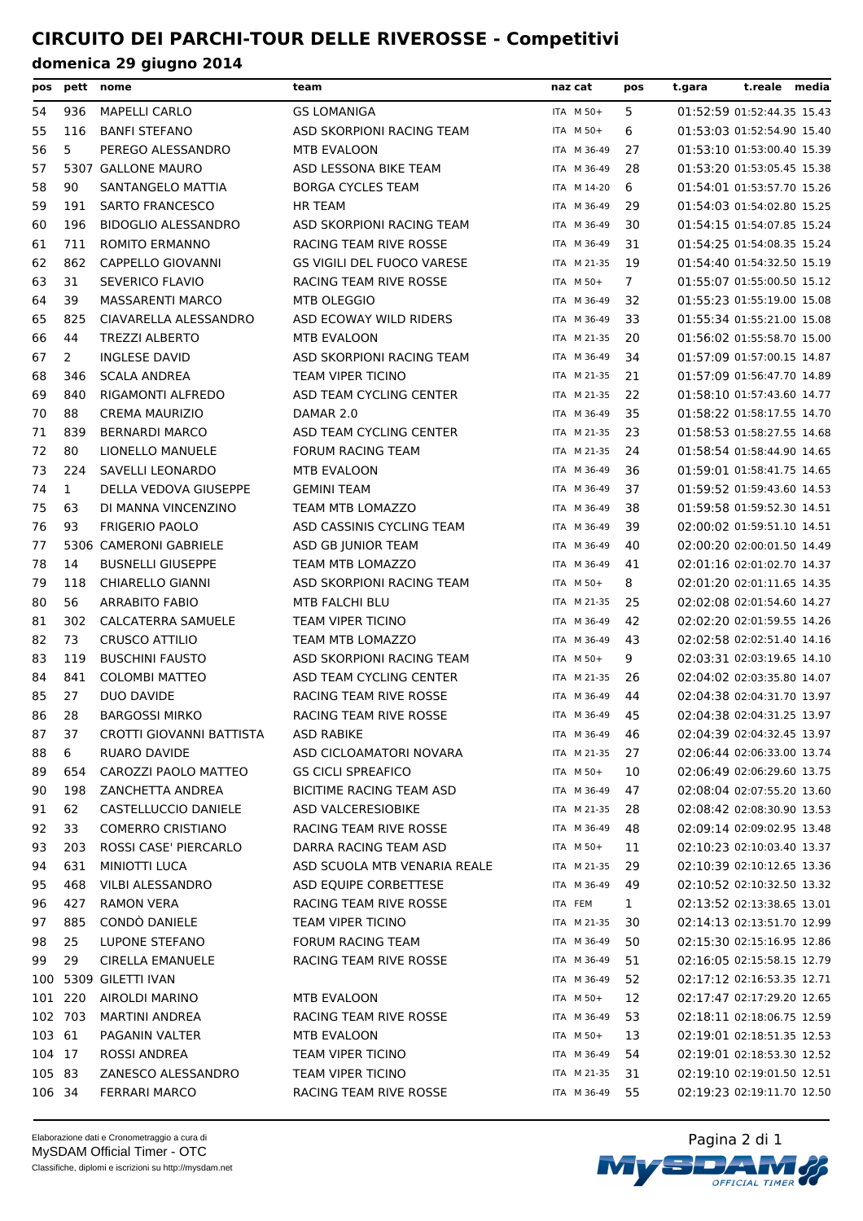# CIRCUITO DEI PARCHI-TOUR DELLE RIVEROSSE - Competitivi

## domenica 29 giugno 2014

| pos | pett | nome | team | naz | cat | pos | t.gara | t.reale | media |
|---|---|---|---|---|---|---|---|---|---|
| 54 | 936 | MAPELLI CARLO | GS LOMANIGA | ITA | M 50+ | 5 | 01:52:59 | 01:52:44.35 | 15.43 |
| 55 | 116 | BANFI STEFANO | ASD SKORPIONI RACING TEAM | ITA | M 50+ | 6 | 01:53:03 | 01:52:54.90 | 15.40 |
| 56 | 5 | PEREGO ALESSANDRO | MTB EVALOON | ITA | M 36-49 | 27 | 01:53:10 | 01:53:00.40 | 15.39 |
| 57 | 5307 | GALLONE MAURO | ASD LESSONA BIKE TEAM | ITA | M 36-49 | 28 | 01:53:20 | 01:53:05.45 | 15.38 |
| 58 | 90 | SANTANGELO MATTIA | BORGA CYCLES TEAM | ITA | M 14-20 | 6 | 01:54:01 | 01:53:57.70 | 15.26 |
| 59 | 191 | SARTO FRANCESCO | HR TEAM | ITA | M 36-49 | 29 | 01:54:03 | 01:54:02.80 | 15.25 |
| 60 | 196 | BIDOGLIO ALESSANDRO | ASD SKORPIONI RACING TEAM | ITA | M 36-49 | 30 | 01:54:15 | 01:54:07.85 | 15.24 |
| 61 | 711 | ROMITO ERMANNO | RACING TEAM RIVE ROSSE | ITA | M 36-49 | 31 | 01:54:25 | 01:54:08.35 | 15.24 |
| 62 | 862 | CAPPELLO GIOVANNI | GS VIGILI DEL FUOCO VARESE | ITA | M 21-35 | 19 | 01:54:40 | 01:54:32.50 | 15.19 |
| 63 | 31 | SEVERICO FLAVIO | RACING TEAM RIVE ROSSE | ITA | M 50+ | 7 | 01:55:07 | 01:55:00.50 | 15.12 |
| 64 | 39 | MASSARENTI MARCO | MTB OLEGGIO | ITA | M 36-49 | 32 | 01:55:23 | 01:55:19.00 | 15.08 |
| 65 | 825 | CIAVARELLA ALESSANDRO | ASD ECOWAY WILD RIDERS | ITA | M 36-49 | 33 | 01:55:34 | 01:55:21.00 | 15.08 |
| 66 | 44 | TREZZI ALBERTO | MTB EVALOON | ITA | M 21-35 | 20 | 01:56:02 | 01:55:58.70 | 15.00 |
| 67 | 2 | INGLESE DAVID | ASD SKORPIONI RACING TEAM | ITA | M 36-49 | 34 | 01:57:09 | 01:57:00.15 | 14.87 |
| 68 | 346 | SCALA ANDREA | TEAM VIPER TICINO | ITA | M 21-35 | 21 | 01:57:09 | 01:56:47.70 | 14.89 |
| 69 | 840 | RIGAMONTI ALFREDO | ASD TEAM CYCLING CENTER | ITA | M 21-35 | 22 | 01:58:10 | 01:57:43.60 | 14.77 |
| 70 | 88 | CREMA MAURIZIO | DAMAR 2.0 | ITA | M 36-49 | 35 | 01:58:22 | 01:58:17.55 | 14.70 |
| 71 | 839 | BERNARDI MARCO | ASD TEAM CYCLING CENTER | ITA | M 21-35 | 23 | 01:58:53 | 01:58:27.55 | 14.68 |
| 72 | 80 | LIONELLO MANUELE | FORUM RACING TEAM | ITA | M 21-35 | 24 | 01:58:54 | 01:58:44.90 | 14.65 |
| 73 | 224 | SAVELLI LEONARDO | MTB EVALOON | ITA | M 36-49 | 36 | 01:59:01 | 01:58:41.75 | 14.65 |
| 74 | 1 | DELLA VEDOVA GIUSEPPE | GEMINI TEAM | ITA | M 36-49 | 37 | 01:59:52 | 01:59:43.60 | 14.53 |
| 75 | 63 | DI MANNA VINCENZINO | TEAM MTB LOMAZZO | ITA | M 36-49 | 38 | 01:59:58 | 01:59:52.30 | 14.51 |
| 76 | 93 | FRIGERIO PAOLO | ASD CASSINIS CYCLING TEAM | ITA | M 36-49 | 39 | 02:00:02 | 01:59:51.10 | 14.51 |
| 77 | 5306 | CAMERONI GABRIELE | ASD GB JUNIOR TEAM | ITA | M 36-49 | 40 | 02:00:20 | 02:00:01.50 | 14.49 |
| 78 | 14 | BUSNELLI GIUSEPPE | TEAM MTB LOMAZZO | ITA | M 36-49 | 41 | 02:01:16 | 02:01:02.70 | 14.37 |
| 79 | 118 | CHIARELLO GIANNI | ASD SKORPIONI RACING TEAM | ITA | M 50+ | 8 | 02:01:20 | 02:01:11.65 | 14.35 |
| 80 | 56 | ARRABITO FABIO | MTB FALCHI BLU | ITA | M 21-35 | 25 | 02:02:08 | 02:01:54.60 | 14.27 |
| 81 | 302 | CALCATERRA SAMUELE | TEAM VIPER TICINO | ITA | M 36-49 | 42 | 02:02:20 | 02:01:59.55 | 14.26 |
| 82 | 73 | CRUSCO ATTILIO | TEAM MTB LOMAZZO | ITA | M 36-49 | 43 | 02:02:58 | 02:02:51.40 | 14.16 |
| 83 | 119 | BUSCHINI FAUSTO | ASD SKORPIONI RACING TEAM | ITA | M 50+ | 9 | 02:03:31 | 02:03:19.65 | 14.10 |
| 84 | 841 | COLOMBI MATTEO | ASD TEAM CYCLING CENTER | ITA | M 21-35 | 26 | 02:04:02 | 02:03:35.80 | 14.07 |
| 85 | 27 | DUO DAVIDE | RACING TEAM RIVE ROSSE | ITA | M 36-49 | 44 | 02:04:38 | 02:04:31.70 | 13.97 |
| 86 | 28 | BARGOSSI MIRKO | RACING TEAM RIVE ROSSE | ITA | M 36-49 | 45 | 02:04:38 | 02:04:31.25 | 13.97 |
| 87 | 37 | CROTTI GIOVANNI BATTISTA | ASD RABIKE | ITA | M 36-49 | 46 | 02:04:39 | 02:04:32.45 | 13.97 |
| 88 | 6 | RUARO DAVIDE | ASD CICLOAMATORI NOVARA | ITA | M 21-35 | 27 | 02:06:44 | 02:06:33.00 | 13.74 |
| 89 | 654 | CAROZZI PAOLO MATTEO | GS CICLI SPREAFICO | ITA | M 50+ | 10 | 02:06:49 | 02:06:29.60 | 13.75 |
| 90 | 198 | ZANCHETTA ANDREA | BICITIME RACING TEAM ASD | ITA | M 36-49 | 47 | 02:08:04 | 02:07:55.20 | 13.60 |
| 91 | 62 | CASTELLUCCIO DANIELE | ASD VALCERESIOBIKE | ITA | M 21-35 | 28 | 02:08:42 | 02:08:30.90 | 13.53 |
| 92 | 33 | COMERRO CRISTIANO | RACING TEAM RIVE ROSSE | ITA | M 36-49 | 48 | 02:09:14 | 02:09:02.95 | 13.48 |
| 93 | 203 | ROSSI CASE' PIERCARLO | DARRA RACING TEAM ASD | ITA | M 50+ | 11 | 02:10:23 | 02:10:03.40 | 13.37 |
| 94 | 631 | MINIOTTI LUCA | ASD SCUOLA MTB VENARIA REALE | ITA | M 21-35 | 29 | 02:10:39 | 02:10:12.65 | 13.36 |
| 95 | 468 | VILBI ALESSANDRO | ASD EQUIPE CORBETTESE | ITA | M 36-49 | 49 | 02:10:52 | 02:10:32.50 | 13.32 |
| 96 | 427 | RAMON VERA | RACING TEAM RIVE ROSSE | ITA | FEM | 1 | 02:13:52 | 02:13:38.65 | 13.01 |
| 97 | 885 | CONDÒ DANIELE | TEAM VIPER TICINO | ITA | M 21-35 | 30 | 02:14:13 | 02:13:51.70 | 12.99 |
| 98 | 25 | LUPONE STEFANO | FORUM RACING TEAM | ITA | M 36-49 | 50 | 02:15:30 | 02:15:16.95 | 12.86 |
| 99 | 29 | CIRELLA EMANUELE | RACING TEAM RIVE ROSSE | ITA | M 36-49 | 51 | 02:16:05 | 02:15:58.15 | 12.79 |
| 100 | 5309 | GILETTI IVAN | | ITA | M 36-49 | 52 | 02:17:12 | 02:16:53.35 | 12.71 |
| 101 | 220 | AIROLDI MARINO | MTB EVALOON | ITA | M 50+ | 12 | 02:17:47 | 02:17:29.20 | 12.65 |
| 102 | 703 | MARTINI ANDREA | RACING TEAM RIVE ROSSE | ITA | M 36-49 | 53 | 02:18:11 | 02:18:06.75 | 12.59 |
| 103 | 61 | PAGANIN VALTER | MTB EVALOON | ITA | M 50+ | 13 | 02:19:01 | 02:18:51.35 | 12.53 |
| 104 | 17 | ROSSI ANDREA | TEAM VIPER TICINO | ITA | M 36-49 | 54 | 02:19:01 | 02:18:53.30 | 12.52 |
| 105 | 83 | ZANESCO ALESSANDRO | TEAM VIPER TICINO | ITA | M 21-35 | 31 | 02:19:10 | 02:19:01.50 | 12.51 |
| 106 | 34 | FERRARI MARCO | RACING TEAM RIVE ROSSE | ITA | M 36-49 | 55 | 02:19:23 | 02:19:11.70 | 12.50 |

Elaborazione dati e Cronometraggio a cura di
MySDAM Official Timer - OTC
Classifiche, diplomi e iscrizioni su http://mysdam.net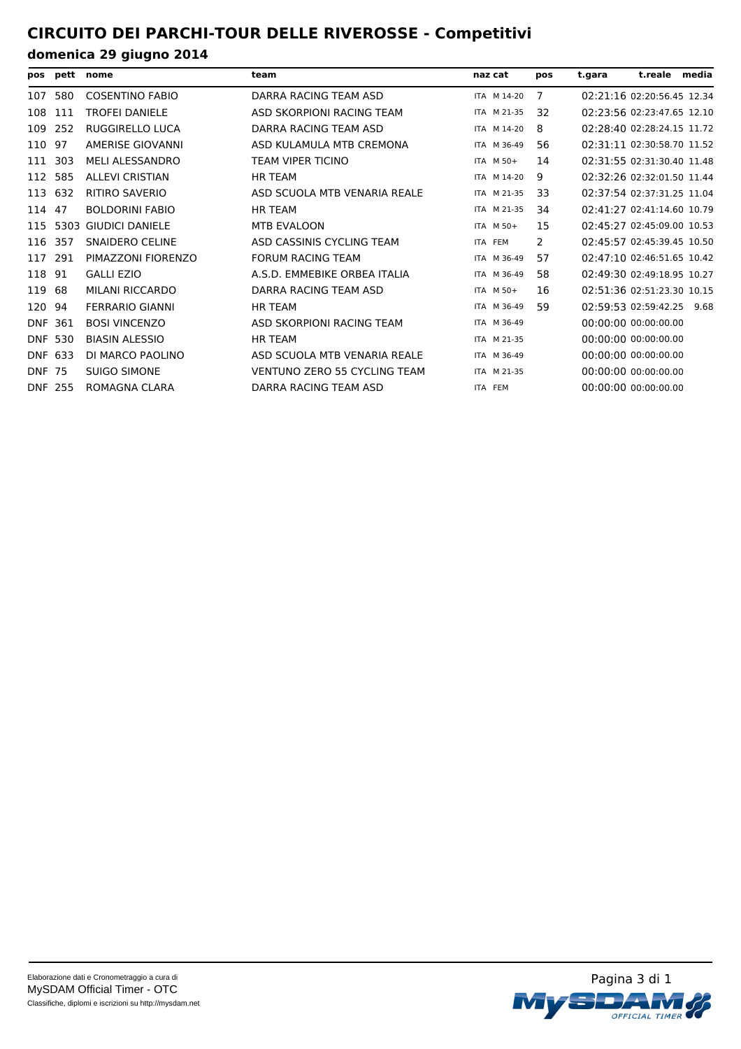# CIRCUITO DEI PARCHI-TOUR DELLE RIVEROSSE - Competitivi

## domenica 29 giugno 2014

| pos | pett | nome | team | naz | cat | pos | t.gara | t.reale | media |
|---|---|---|---|---|---|---|---|---|---|
| 107 | 580 | COSENTINO FABIO | DARRA RACING TEAM ASD | ITA | M 14-20 | 7 | 02:21:16 | 02:20:56.45 | 12.34 |
| 108 | 111 | TROFEI DANIELE | ASD SKORPIONI RACING TEAM | ITA | M 21-35 | 32 | 02:23:56 | 02:23:47.65 | 12.10 |
| 109 | 252 | RUGGIRELLO LUCA | DARRA RACING TEAM ASD | ITA | M 14-20 | 8 | 02:28:40 | 02:28:24.15 | 11.72 |
| 110 | 97 | AMERISE GIOVANNI | ASD KULAMULA MTB CREMONA | ITA | M 36-49 | 56 | 02:31:11 | 02:30:58.70 | 11.52 |
| 111 | 303 | MELI ALESSANDRO | TEAM VIPER TICINO | ITA | M 50+ | 14 | 02:31:55 | 02:31:30.40 | 11.48 |
| 112 | 585 | ALLEVI CRISTIAN | HR TEAM | ITA | M 14-20 | 9 | 02:32:26 | 02:32:01.50 | 11.44 |
| 113 | 632 | RITIRO SAVERIO | ASD SCUOLA MTB VENARIA REALE | ITA | M 21-35 | 33 | 02:37:54 | 02:37:31.25 | 11.04 |
| 114 | 47 | BOLDORINI FABIO | HR TEAM | ITA | M 21-35 | 34 | 02:41:27 | 02:41:14.60 | 10.79 |
| 115 | 5303 | GIUDICI DANIELE | MTB EVALOON | ITA | M 50+ | 15 | 02:45:27 | 02:45:09.00 | 10.53 |
| 116 | 357 | SNAIDERO CELINE | ASD CASSINIS CYCLING TEAM | ITA | FEM | 2 | 02:45:57 | 02:45:39.45 | 10.50 |
| 117 | 291 | PIMAZZONI FIORENZO | FORUM RACING TEAM | ITA | M 36-49 | 57 | 02:47:10 | 02:46:51.65 | 10.42 |
| 118 | 91 | GALLI EZIO | A.S.D. EMMEBIKE ORBEA ITALIA | ITA | M 36-49 | 58 | 02:49:30 | 02:49:18.95 | 10.27 |
| 119 | 68 | MILANI RICCARDO | DARRA RACING TEAM ASD | ITA | M 50+ | 16 | 02:51:36 | 02:51:23.30 | 10.15 |
| 120 | 94 | FERRARIO GIANNI | HR TEAM | ITA | M 36-49 | 59 | 02:59:53 | 02:59:42.25 | 9.68 |
| DNF | 361 | BOSI VINCENZO | ASD SKORPIONI RACING TEAM | ITA | M 36-49 | | 00:00:00 | 00:00:00.00 | |
| DNF | 530 | BIASIN ALESSIO | HR TEAM | ITA | M 21-35 | | 00:00:00 | 00:00:00.00 | |
| DNF | 633 | DI MARCO PAOLINO | ASD SCUOLA MTB VENARIA REALE | ITA | M 36-49 | | 00:00:00 | 00:00:00.00 | |
| DNF | 75 | SUIGO SIMONE | VENTUNO ZERO 55 CYCLING TEAM | ITA | M 21-35 | | 00:00:00 | 00:00:00.00 | |
| DNF | 255 | ROMAGNA CLARA | DARRA RACING TEAM ASD | ITA | FEM | | 00:00:00 | 00:00:00.00 | |

Elaborazione dati e Cronometraggio a cura di
MySDAM Official Timer - OTC
Classifiche, diplomi e iscrizioni su http://mysdam.net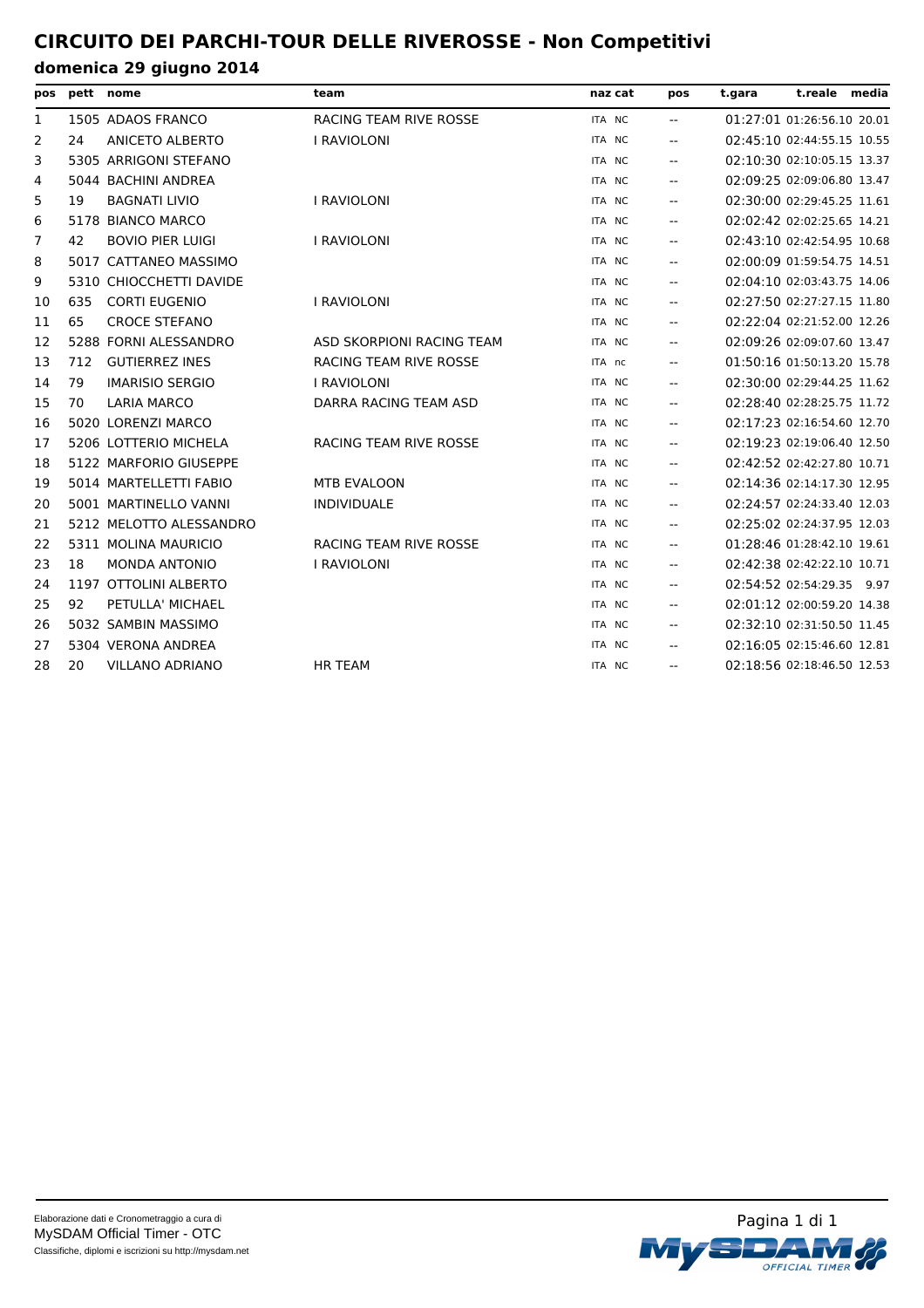# CIRCUITO DEI PARCHI-TOUR DELLE RIVEROSSE - Non Competitivi

## domenica 29 giugno 2014

| pos | pett | nome | team | naz | cat | pos | t.gara | t.reale | media |
|---|---|---|---|---|---|---|---|---|---|
| 1 | 1505 | ADAOS FRANCO | RACING TEAM RIVE ROSSE | ITA | NC | -- | 01:27:01 | 01:26:56.10 | 20.01 |
| 2 | 24 | ANICETO ALBERTO | I RAVIOLONI | ITA | NC | -- | 02:45:10 | 02:44:55.15 | 10.55 |
| 3 | 5305 | ARRIGONI STEFANO | | ITA | NC | -- | 02:10:30 | 02:10:05.15 | 13.37 |
| 4 | 5044 | BACHINI ANDREA | | ITA | NC | -- | 02:09:25 | 02:09:06.80 | 13.47 |
| 5 | 19 | BAGNATI LIVIO | I RAVIOLONI | ITA | NC | -- | 02:30:00 | 02:29:45.25 | 11.61 |
| 6 | 5178 | BIANCO MARCO | | ITA | NC | -- | 02:02:42 | 02:02:25.65 | 14.21 |
| 7 | 42 | BOVIO PIER LUIGI | I RAVIOLONI | ITA | NC | -- | 02:43:10 | 02:42:54.95 | 10.68 |
| 8 | 5017 | CATTANEO MASSIMO | | ITA | NC | -- | 02:00:09 | 01:59:54.75 | 14.51 |
| 9 | 5310 | CHIOCCHETTI DAVIDE | | ITA | NC | -- | 02:04:10 | 02:03:43.75 | 14.06 |
| 10 | 635 | CORTI EUGENIO | I RAVIOLONI | ITA | NC | -- | 02:27:50 | 02:27:27.15 | 11.80 |
| 11 | 65 | CROCE STEFANO | | ITA | NC | -- | 02:22:04 | 02:21:52.00 | 12.26 |
| 12 | 5288 | FORNI ALESSANDRO | ASD SKORPIONI RACING TEAM | ITA | NC | -- | 02:09:26 | 02:09:07.60 | 13.47 |
| 13 | 712 | GUTIERREZ INES | RACING TEAM RIVE ROSSE | ITA | nc | -- | 01:50:16 | 01:50:13.20 | 15.78 |
| 14 | 79 | IMARISIO SERGIO | I RAVIOLONI | ITA | NC | -- | 02:30:00 | 02:29:44.25 | 11.62 |
| 15 | 70 | LARIA MARCO | DARRA RACING TEAM ASD | ITA | NC | -- | 02:28:40 | 02:28:25.75 | 11.72 |
| 16 | 5020 | LORENZI MARCO | | ITA | NC | -- | 02:17:23 | 02:16:54.60 | 12.70 |
| 17 | 5206 | LOTTERIO MICHELA | RACING TEAM RIVE ROSSE | ITA | NC | -- | 02:19:23 | 02:19:06.40 | 12.50 |
| 18 | 5122 | MARFORIO GIUSEPPE | | ITA | NC | -- | 02:42:52 | 02:42:27.80 | 10.71 |
| 19 | 5014 | MARTELLETTI FABIO | MTB EVALOON | ITA | NC | -- | 02:14:36 | 02:14:17.30 | 12.95 |
| 20 | 5001 | MARTINELLO VANNI | INDIVIDUALE | ITA | NC | -- | 02:24:57 | 02:24:33.40 | 12.03 |
| 21 | 5212 | MELOTTO ALESSANDRO | | ITA | NC | -- | 02:25:02 | 02:24:37.95 | 12.03 |
| 22 | 5311 | MOLINA MAURICIO | RACING TEAM RIVE ROSSE | ITA | NC | -- | 01:28:46 | 01:28:42.10 | 19.61 |
| 23 | 18 | MONDA ANTONIO | I RAVIOLONI | ITA | NC | -- | 02:42:38 | 02:42:22.10 | 10.71 |
| 24 | 1197 | OTTOLINI ALBERTO | | ITA | NC | -- | 02:54:52 | 02:54:29.35 | 9.97 |
| 25 | 92 | PETULLA' MICHAEL | | ITA | NC | -- | 02:01:12 | 02:00:59.20 | 14.38 |
| 26 | 5032 | SAMBIN MASSIMO | | ITA | NC | -- | 02:32:10 | 02:31:50.50 | 11.45 |
| 27 | 5304 | VERONA ANDREA | | ITA | NC | -- | 02:16:05 | 02:15:46.60 | 12.81 |
| 28 | 20 | VILLANO ADRIANO | HR TEAM | ITA | NC | -- | 02:18:56 | 02:18:46.50 | 12.53 |

Elaborazione dati e Cronometraggio a cura di
MySDAM Official Timer - OTC
Classifiche, diplomi e iscrizioni su http://mysdam.net